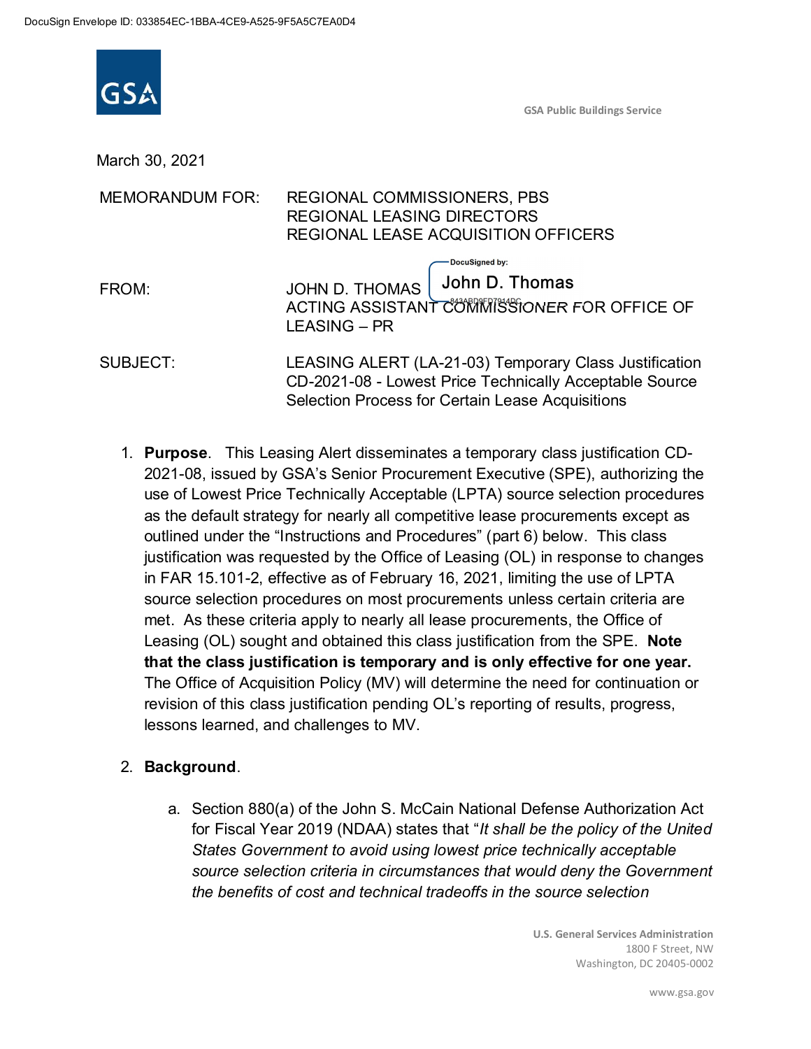March 30, 2021

MEMORANDUM FOR: REGIONAL COMMISSIONERS, PBS
REGIONAL LEASING DIRECTORS
REGIONAL LEASE ACQUISITION OFFICERS

FROM: JOHN D. THOMAS
ACTING ASSISTANT COMMISSIONER FOR OFFICE OF LEASING – PR

SUBJECT: LEASING ALERT (LA-21-03) Temporary Class Justification CD-2021-08 - Lowest Price Technically Acceptable Source Selection Process for Certain Lease Acquisitions

1. **Purpose**. This Leasing Alert disseminates a temporary class justification CD-2021-08, issued by GSA's Senior Procurement Executive (SPE), authorizing the use of Lowest Price Technically Acceptable (LPTA) source selection procedures as the default strategy for nearly all competitive lease procurements except as outlined under the "Instructions and Procedures" (part 6) below. This class justification was requested by the Office of Leasing (OL) in response to changes in FAR 15.101-2, effective as of February 16, 2021, limiting the use of LPTA source selection procedures on most procurements unless certain criteria are met. As these criteria apply to nearly all lease procurements, the Office of Leasing (OL) sought and obtained this class justification from the SPE. **Note that the class justification is temporary and is only effective for one year.** The Office of Acquisition Policy (MV) will determine the need for continuation or revision of this class justification pending OL's reporting of results, progress, lessons learned, and challenges to MV.

2. **Background**.

   a. Section 880(a) of the John S. McCain National Defense Authorization Act for Fiscal Year 2019 (NDAA) states that "*It shall be the policy of the United States Government to avoid using lowest price technically acceptable source selection criteria in circumstances that would deny the Government the benefits of cost and technical tradeoffs in the source selection*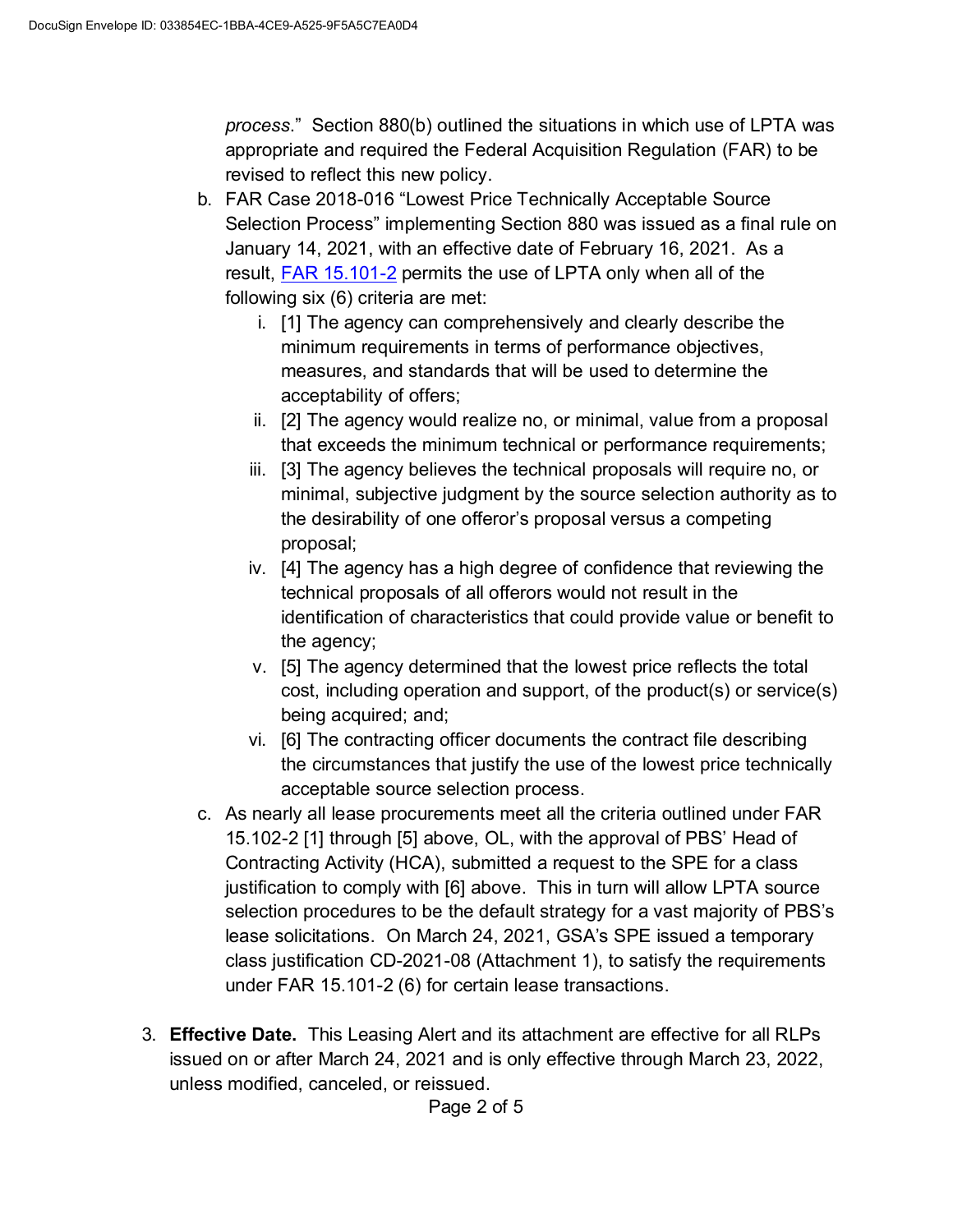*process*." Section 880(b) outlined the situations in which use of LPTA was appropriate and required the Federal Acquisition Regulation (FAR) to be revised to reflect this new policy.

b. FAR Case 2018-016 "Lowest Price Technically Acceptable Source Selection Process" implementing Section 880 was issued as a final rule on January 14, 2021, with an effective date of February 16, 2021. As a result, FAR 15.101-2 permits the use of LPTA only when all of the following six (6) criteria are met:

   i. [1] The agency can comprehensively and clearly describe the minimum requirements in terms of performance objectives, measures, and standards that will be used to determine the acceptability of offers;
   ii. [2] The agency would realize no, or minimal, value from a proposal that exceeds the minimum technical or performance requirements;
   iii. [3] The agency believes the technical proposals will require no, or minimal, subjective judgment by the source selection authority as to the desirability of one offeror's proposal versus a competing proposal;
   iv. [4] The agency has a high degree of confidence that reviewing the technical proposals of all offerors would not result in the identification of characteristics that could provide value or benefit to the agency;
   v. [5] The agency determined that the lowest price reflects the total cost, including operation and support, of the product(s) or service(s) being acquired; and;
   vi. [6] The contracting officer documents the contract file describing the circumstances that justify the use of the lowest price technically acceptable source selection process.

c. As nearly all lease procurements meet all the criteria outlined under FAR 15.102-2 [1] through [5] above, OL, with the approval of PBS' Head of Contracting Activity (HCA), submitted a request to the SPE for a class justification to comply with [6] above. This in turn will allow LPTA source selection procedures to be the default strategy for a vast majority of PBS's lease solicitations. On March 24, 2021, GSA's SPE issued a temporary class justification CD-2021-08 (Attachment 1), to satisfy the requirements under FAR 15.101-2 (6) for certain lease transactions.

3. **Effective Date.** This Leasing Alert and its attachment are effective for all RLPs issued on or after March 24, 2021 and is only effective through March 23, 2022, unless modified, canceled, or reissued.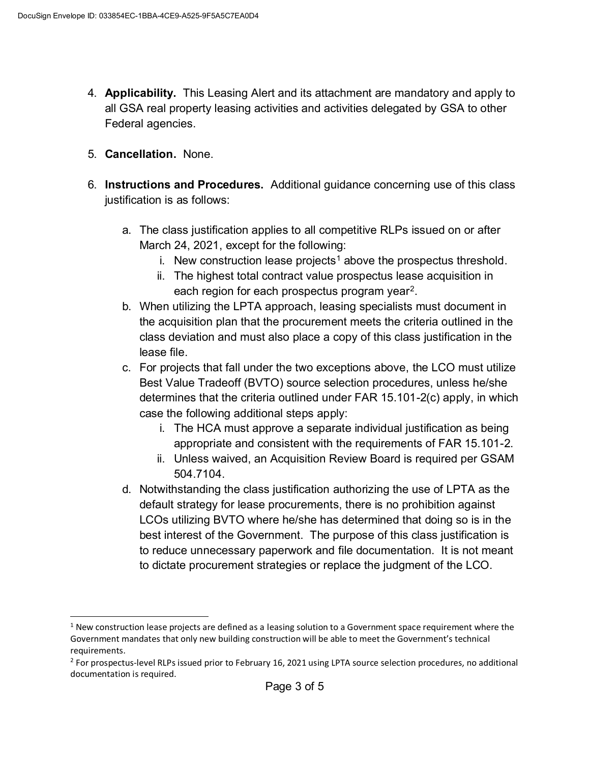4. **Applicability.** This Leasing Alert and its attachment are mandatory and apply to all GSA real property leasing activities and activities delegated by GSA to other Federal agencies.

5. **Cancellation.** None.

6. **Instructions and Procedures.** Additional guidance concerning use of this class justification is as follows:

   a. The class justification applies to all competitive RLPs issued on or after March 24, 2021, except for the following:
      i. New construction lease projects[1] above the prospectus threshold.
      ii. The highest total contract value prospectus lease acquisition in each region for each prospectus program year[2].

   b. When utilizing the LPTA approach, leasing specialists must document in the acquisition plan that the procurement meets the criteria outlined in the class deviation and must also place a copy of this class justification in the lease file.

   c. For projects that fall under the two exceptions above, the LCO must utilize Best Value Tradeoff (BVTO) source selection procedures, unless he/she determines that the criteria outlined under FAR 15.101-2(c) apply, in which case the following additional steps apply:
      i. The HCA must approve a separate individual justification as being appropriate and consistent with the requirements of FAR 15.101-2.
      ii. Unless waived, an Acquisition Review Board is required per GSAM 504.7104.

   d. Notwithstanding the class justification authorizing the use of LPTA as the default strategy for lease procurements, there is no prohibition against LCOs utilizing BVTO where he/she has determined that doing so is in the best interest of the Government. The purpose of this class justification is to reduce unnecessary paperwork and file documentation. It is not meant to dictate procurement strategies or replace the judgment of the LCO.

---

[1] New construction lease projects are defined as a leasing solution to a Government space requirement where the Government mandates that only new building construction will be able to meet the Government's technical requirements.

[2] For prospectus-level RLPs issued prior to February 16, 2021 using LPTA source selection procedures, no additional documentation is required.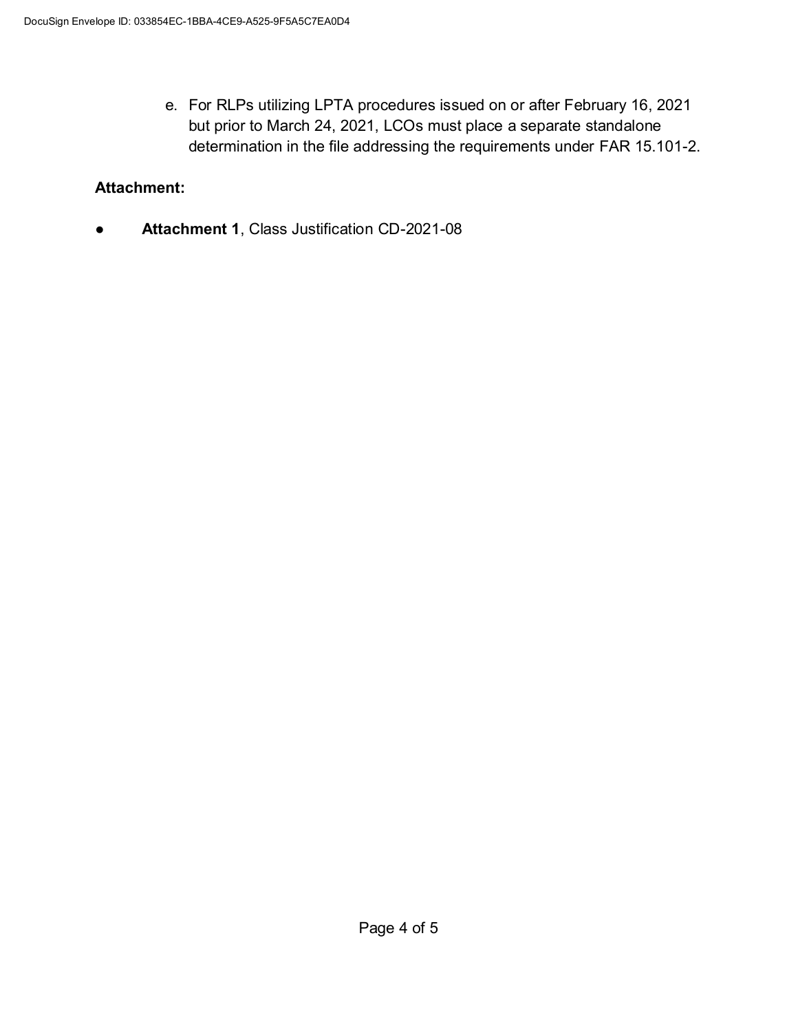e. For RLPs utilizing LPTA procedures issued on or after February 16, 2021 but prior to March 24, 2021, LCOs must place a separate standalone determination in the file addressing the requirements under FAR 15.101-2.

**Attachment:**

- **Attachment 1**, Class Justification CD-2021-08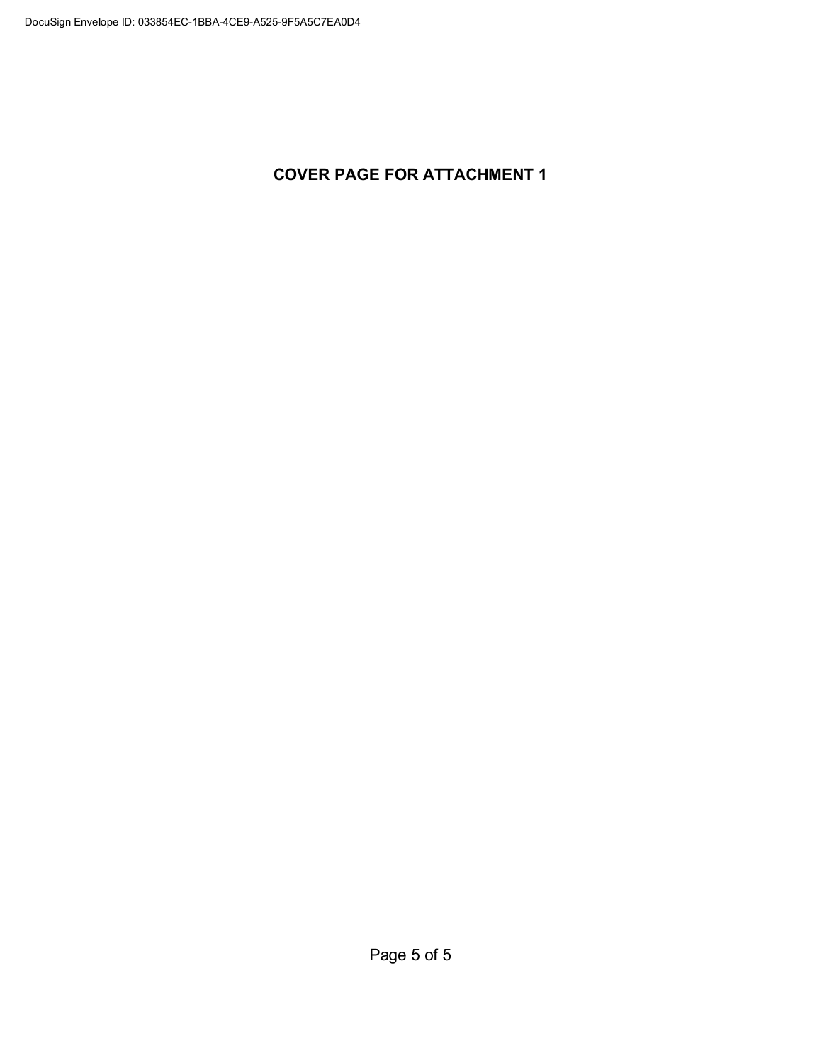**COVER PAGE FOR ATTACHMENT 1**